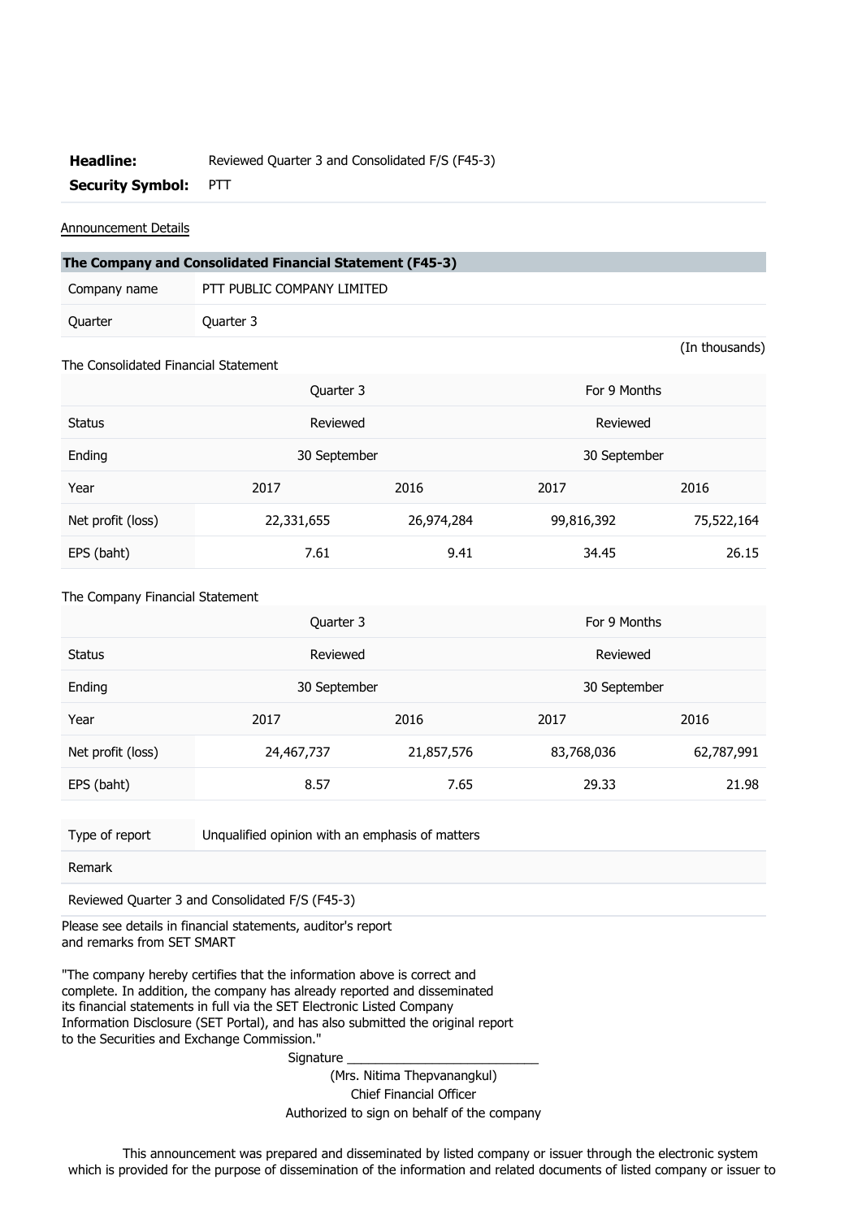**Headline:** Reviewed Quarter 3 and Consolidated F/S (F45-3)

**Security Symbol:** PTT

Announcement Details

**The Company and Consolidated Financial Statement (F45-3)**

| | |
|---|---|
| Company name | PTT PUBLIC COMPANY LIMITED |
| Quarter | Quarter 3 |

(In thousands)

The Consolidated Financial Statement

| | Quarter 3 | | For 9 Months | |
|---|---|---|---|---|
| Status | Reviewed | | Reviewed | |
| Ending | 30 September | | 30 September | |
| Year | 2017 | 2016 | 2017 | 2016 |
| Net profit (loss) | 22,331,655 | 26,974,284 | 99,816,392 | 75,522,164 |
| EPS (baht) | 7.61 | 9.41 | 34.45 | 26.15 |

The Company Financial Statement

| | Quarter 3 | | For 9 Months | |
|---|---|---|---|---|
| Status | Reviewed | | Reviewed | |
| Ending | 30 September | | 30 September | |
| Year | 2017 | 2016 | 2017 | 2016 |
| Net profit (loss) | 24,467,737 | 21,857,576 | 83,768,036 | 62,787,991 |
| EPS (baht) | 8.57 | 7.65 | 29.33 | 21.98 |

| | |
|---|---|
| Type of report | Unqualified opinion with an emphasis of matters |
| Remark | |

Reviewed Quarter 3 and Consolidated F/S (F45-3)

Please see details in financial statements, auditor's report and remarks from SET SMART

"The company hereby certifies that the information above is correct and complete. In addition, the company has already reported and disseminated its financial statements in full via the SET Electronic Listed Company Information Disclosure (SET Portal), and has also submitted the original report to the Securities and Exchange Commission."

Signature ___________________________

(Mrs. Nitima Thepvanangkul)

Chief Financial Officer

Authorized to sign on behalf of the company

This announcement was prepared and disseminated by listed company or issuer through the electronic system which is provided for the purpose of dissemination of the information and related documents of listed company or issuer to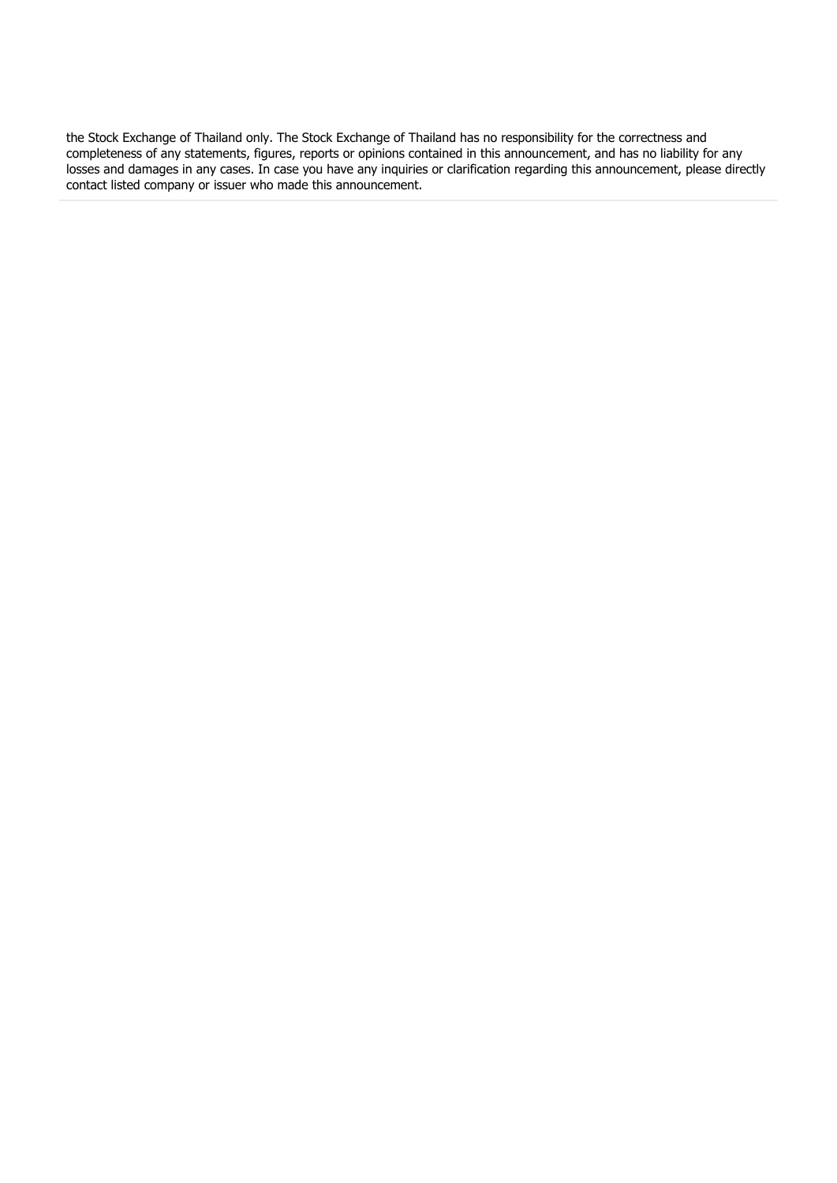the Stock Exchange of Thailand only. The Stock Exchange of Thailand has no responsibility for the correctness and completeness of any statements, figures, reports or opinions contained in this announcement, and has no liability for any losses and damages in any cases. In case you have any inquiries or clarification regarding this announcement, please directly contact listed company or issuer who made this announcement.